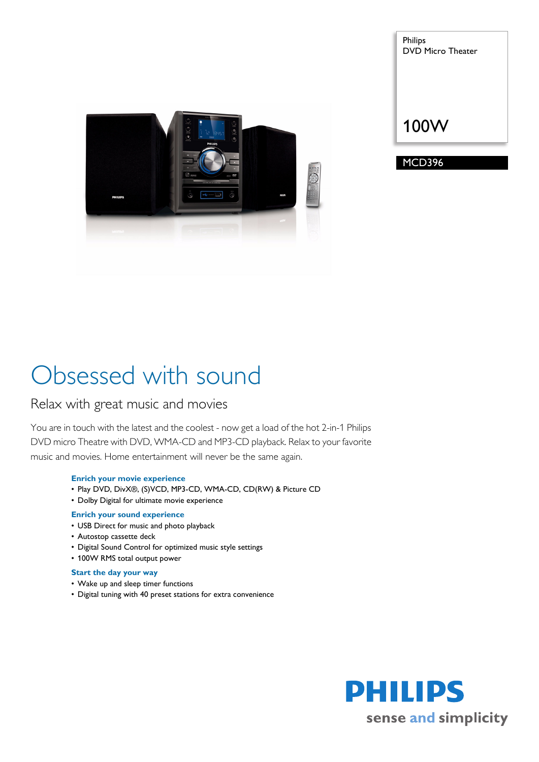Philips
DVD Micro Theater

100W

MCD396

# Obsessed with sound

## Relax with great music and movies

You are in touch with the latest and the coolest - now get a load of the hot 2-in-1 Philips DVD micro Theatre with DVD, WMA-CD and MP3-CD playback. Relax to your favorite music and movies. Home entertainment will never be the same again.

**Enrich your movie experience**
- Play DVD, DivX®, (S)VCD, MP3-CD, WMA-CD, CD(RW) & Picture CD
- Dolby Digital for ultimate movie experience

**Enrich your sound experience**
- USB Direct for music and photo playback
- Autostop cassette deck
- Digital Sound Control for optimized music style settings
- 100W RMS total output power

**Start the day your way**
- Wake up and sleep timer functions
- Digital tuning with 40 preset stations for extra convenience

PHILIPS
sense and simplicity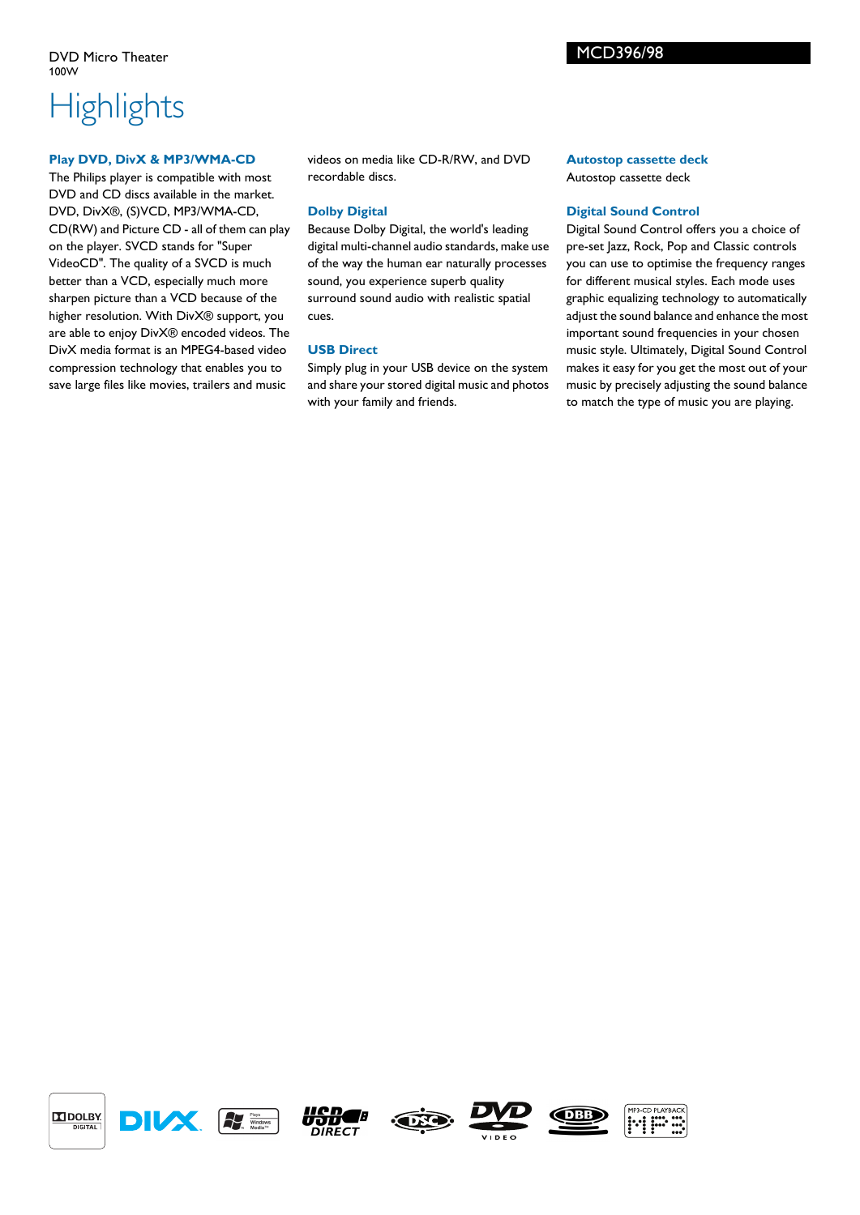DVD Micro Theater
100W

MCD396/98

# Highlights

### Play DVD, DivX & MP3/WMA-CD

The Philips player is compatible with most DVD and CD discs available in the market. DVD, DivX®, (S)VCD, MP3/WMA-CD, CD(RW) and Picture CD - all of them can play on the player. SVCD stands for "Super VideoCD". The quality of a SVCD is much better than a VCD, especially much more sharpen picture than a VCD because of the higher resolution. With DivX® support, you are able to enjoy DivX® encoded videos. The DivX media format is an MPEG4-based video compression technology that enables you to save large files like movies, trailers and music videos on media like CD-R/RW, and DVD recordable discs.

### Dolby Digital

Because Dolby Digital, the world's leading digital multi-channel audio standards, make use of the way the human ear naturally processes sound, you experience superb quality surround sound audio with realistic spatial cues.

### USB Direct

Simply plug in your USB device on the system and share your stored digital music and photos with your family and friends.

### Autostop cassette deck

Autostop cassette deck

### Digital Sound Control

Digital Sound Control offers you a choice of pre-set Jazz, Rock, Pop and Classic controls you can use to optimise the frequency ranges for different musical styles. Each mode uses graphic equalizing technology to automatically adjust the sound balance and enhance the most important sound frequencies in your chosen music style. Ultimately, Digital Sound Control makes it easy for you get the most out of your music by precisely adjusting the sound balance to match the type of music you are playing.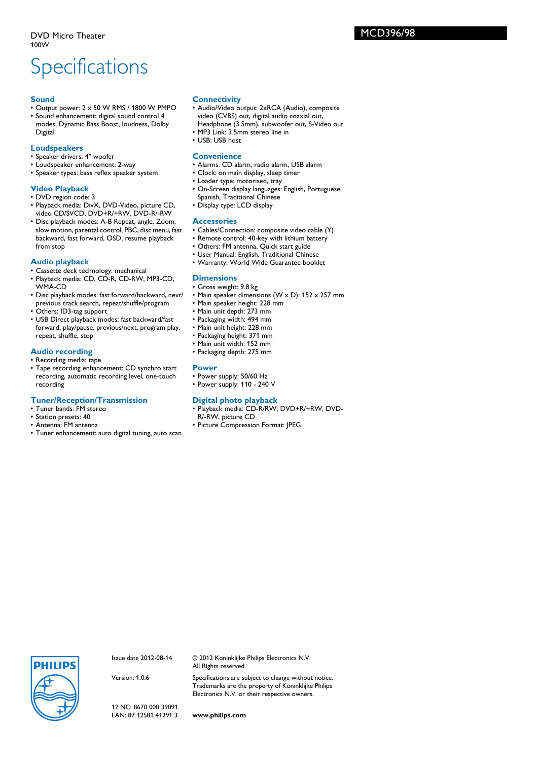DVD Micro Theater
100W

MCD396/98

# Specifications

## Sound

- Output power: 2 x 50 W RMS / 1800 W PMPO
- Sound enhancement: digital sound control 4 modes, Dynamic Bass Boost, loudness, Dolby Digital

## Loudspeakers

- Speaker drivers: 4" woofer
- Loudspeaker enhancement: 2-way
- Speaker types: bass reflex speaker system

## Video Playback

- DVD region code: 3
- Playback media: DivX, DVD-Video, picture CD, video CD/SVCD, DVD+R/+RW, DVD-R/-RW
- Disc playback modes: A-B Repeat, angle, Zoom, slow motion, parental control, PBC, disc menu, fast backward, fast forward, OSD, resume playback from stop

## Audio playback

- Cassette deck technology: mechanical
- Playback media: CD, CD-R, CD-RW, MP3-CD, WMA-CD
- Disc playback modes: fast forward/backward, next/previous track search, repeat/shuffle/program
- Others: ID3-tag support
- USB Direct playback modes: fast backward/fast forward, play/pause, previous/next, program play, repeat, shuffle, stop

## Audio recording

- Recording media: tape
- Tape recording enhancement: CD synchro start recording, automatic recording level, one-touch recording

## Tuner/Reception/Transmission

- Tuner bands: FM stereo
- Station presets: 40
- Antenna: FM antenna
- Tuner enhancement: auto digital tuning, auto scan

## Connectivity

- Audio/Video output: 2xRCA (Audio), composite video (CVBS) out, digital audio coaxial out, Headphone (3.5mm), subwoofer out, S-Video out
- MP3 Link: 3.5mm stereo line in
- USB: USB host

## Convenience

- Alarms: CD alarm, radio alarm, USB alarm
- Clock: on main display, sleep timer
- Loader type: motorised, tray
- On-Screen display languages: English, Portuguese, Spanish, Traditional Chinese
- Display type: LCD display

## Accessories

- Cables/Connection: composite video cable (Y)
- Remote control: 40-key with lithium battery
- Others: FM antenna, Quick start guide
- User Manual: English, Traditional Chinese
- Warranty: World Wide Guarantee booklet

## Dimensions

- Gross weight: 9.8 kg
- Main speaker dimensions (W x D): 152 x 257 mm
- Main speaker height: 228 mm
- Main unit depth: 273 mm
- Packaging width: 494 mm
- Main unit height: 228 mm
- Packaging height: 371 mm
- Main unit width: 152 mm
- Packaging depth: 275 mm

## Power

- Power supply: 50/60 Hz
- Power supply: 110 - 240 V

## Digital photo playback

- Playback media: CD-R/RW, DVD+R/+RW, DVD-R/-RW, picture CD
- Picture Compression Format: JPEG

PHILIPS

Issue date 2012-08-14

Version: 1.0.6

12 NC: 8670 000 39091
EAN: 87 12581 41291 3

© 2012 Koninklijke Philips Electronics N.V.
All Rights reserved.

Specifications are subject to change without notice. Trademarks are the property of Koninklijke Philips Electronics N.V. or their respective owners.

**www.philips.com**